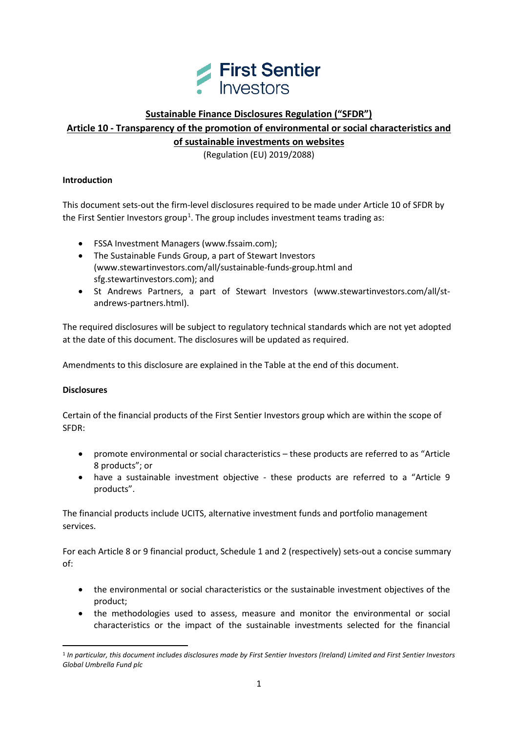First Sentier Investors

## Sustainable Finance Disclosures Regulation ("SFDR")

## Article 10 - Transparency of the promotion of environmental or social characteristics and of sustainable investments on websites

(Regulation (EU) 2019/2088)

**Introduction**

This document sets-out the firm-level disclosures required to be made under Article 10 of SFDR by the First Sentier Investors group[1]. The group includes investment teams trading as:

- FSSA Investment Managers (www.fssaim.com);
- The Sustainable Funds Group, a part of Stewart Investors (www.stewartinvestors.com/all/sustainable-funds-group.html and sfg.stewartinvestors.com); and
- St Andrews Partners, a part of Stewart Investors (www.stewartinvestors.com/all/st-andrews-partners.html).

The required disclosures will be subject to regulatory technical standards which are not yet adopted at the date of this document. The disclosures will be updated as required.

Amendments to this disclosure are explained in the Table at the end of this document.

**Disclosures**

Certain of the financial products of the First Sentier Investors group which are within the scope of SFDR:

- promote environmental or social characteristics – these products are referred to as "Article 8 products"; or
- have a sustainable investment objective - these products are referred to a "Article 9 products".

The financial products include UCITS, alternative investment funds and portfolio management services.

For each Article 8 or 9 financial product, Schedule 1 and 2 (respectively) sets-out a concise summary of:

- the environmental or social characteristics or the sustainable investment objectives of the product;
- the methodologies used to assess, measure and monitor the environmental or social characteristics or the impact of the sustainable investments selected for the financial

[1] *In particular, this document includes disclosures made by First Sentier Investors (Ireland) Limited and First Sentier Investors Global Umbrella Fund plc*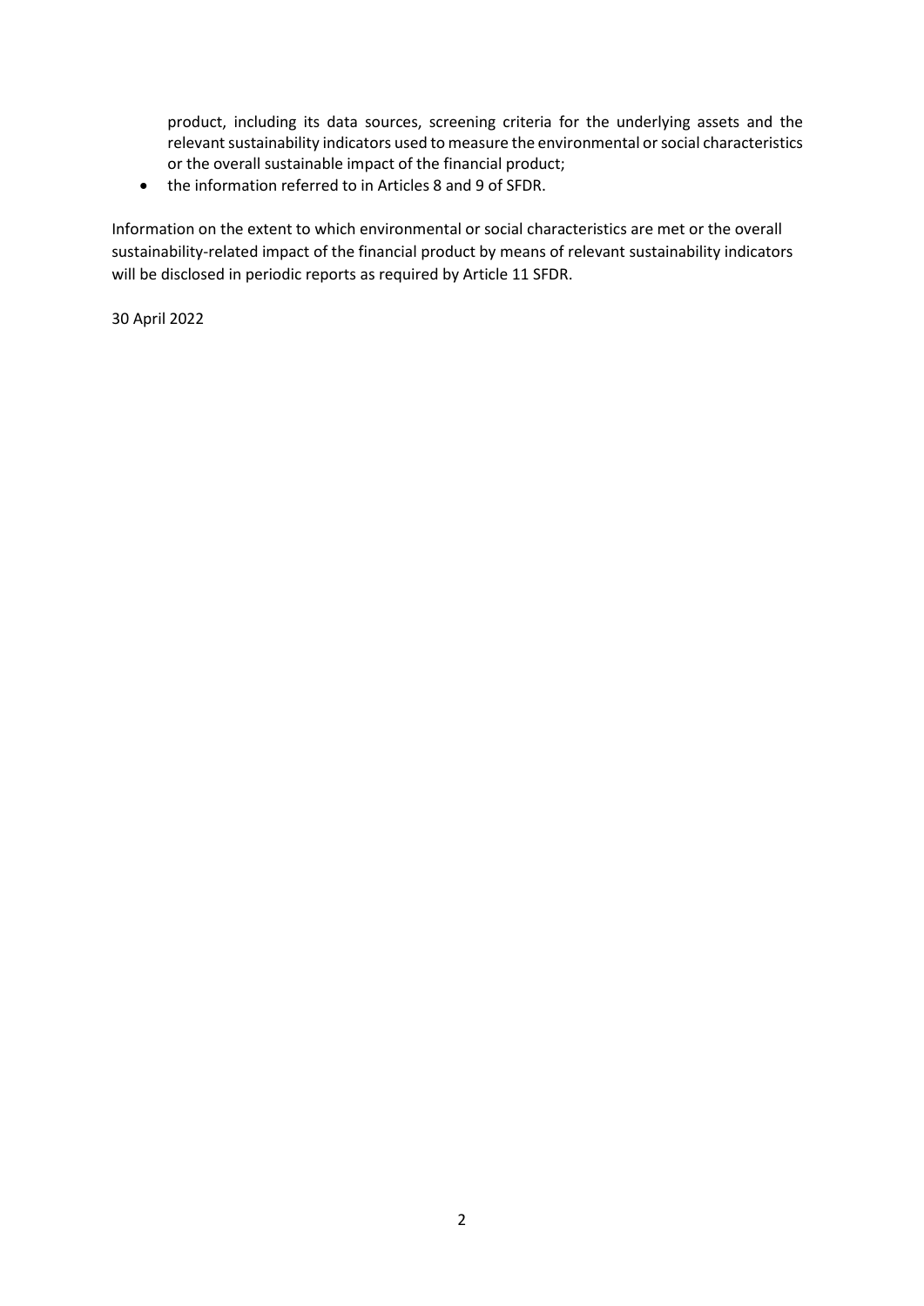product, including its data sources, screening criteria for the underlying assets and the relevant sustainability indicators used to measure the environmental or social characteristics or the overall sustainable impact of the financial product;

- the information referred to in Articles 8 and 9 of SFDR.

Information on the extent to which environmental or social characteristics are met or the overall sustainability-related impact of the financial product by means of relevant sustainability indicators will be disclosed in periodic reports as required by Article 11 SFDR.

30 April 2022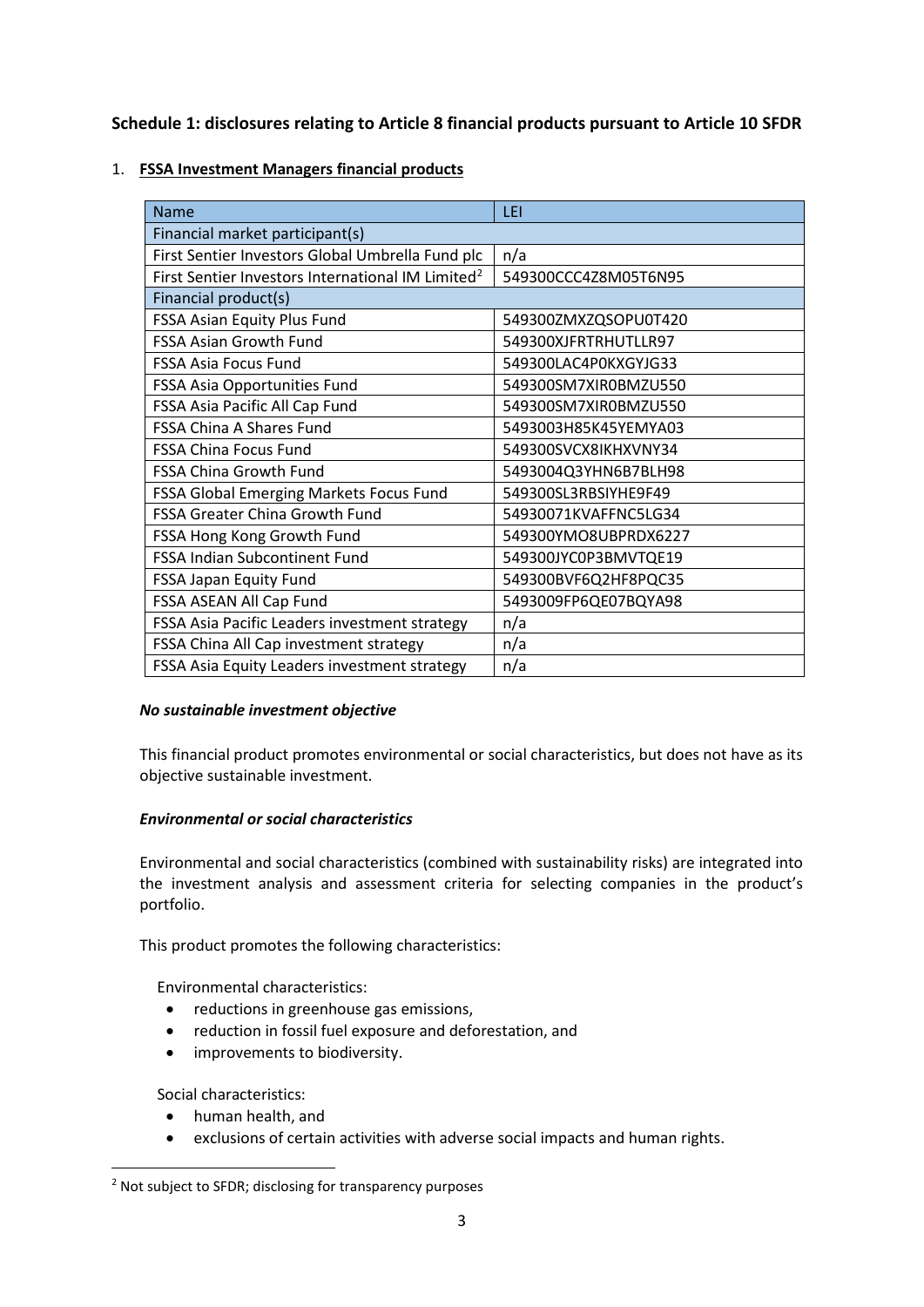## Schedule 1: disclosures relating to Article 8 financial products pursuant to Article 10 SFDR

1. **FSSA Investment Managers financial products**

| Name | LEI |
|---|---|
| Financial market participant(s) | |
| First Sentier Investors Global Umbrella Fund plc | n/a |
| First Sentier Investors International IM Limited[2] | 549300CCC4Z8M05T6N95 |
| Financial product(s) | |
| FSSA Asian Equity Plus Fund | 549300ZMXZQSOPU0T420 |
| FSSA Asian Growth Fund | 549300XJFRTRHUTLLR97 |
| FSSA Asia Focus Fund | 549300LAC4P0KXGYJG33 |
| FSSA Asia Opportunities Fund | 549300SM7XIR0BMZU550 |
| FSSA Asia Pacific All Cap Fund | 549300SM7XIR0BMZU550 |
| FSSA China A Shares Fund | 5493003H85K45YEMYA03 |
| FSSA China Focus Fund | 549300SVCX8IKHXVNY34 |
| FSSA China Growth Fund | 5493004Q3YHN6B7BLH98 |
| FSSA Global Emerging Markets Focus Fund | 549300SL3RBSIYHE9F49 |
| FSSA Greater China Growth Fund | 54930071KVAFFNC5LG34 |
| FSSA Hong Kong Growth Fund | 549300YMO8UBPRDX6227 |
| FSSA Indian Subcontinent Fund | 549300JYC0P3BMVTQE19 |
| FSSA Japan Equity Fund | 549300BVF6Q2HF8PQC35 |
| FSSA ASEAN All Cap Fund | 5493009FP6QE07BQYA98 |
| FSSA Asia Pacific Leaders investment strategy | n/a |
| FSSA China All Cap investment strategy | n/a |
| FSSA Asia Equity Leaders investment strategy | n/a |

***No sustainable investment objective***

This financial product promotes environmental or social characteristics, but does not have as its objective sustainable investment.

***Environmental or social characteristics***

Environmental and social characteristics (combined with sustainability risks) are integrated into the investment analysis and assessment criteria for selecting companies in the product's portfolio.

This product promotes the following characteristics:

Environmental characteristics:

- reductions in greenhouse gas emissions,
- reduction in fossil fuel exposure and deforestation, and
- improvements to biodiversity.

Social characteristics:

- human health, and
- exclusions of certain activities with adverse social impacts and human rights.

[2] Not subject to SFDR; disclosing for transparency purposes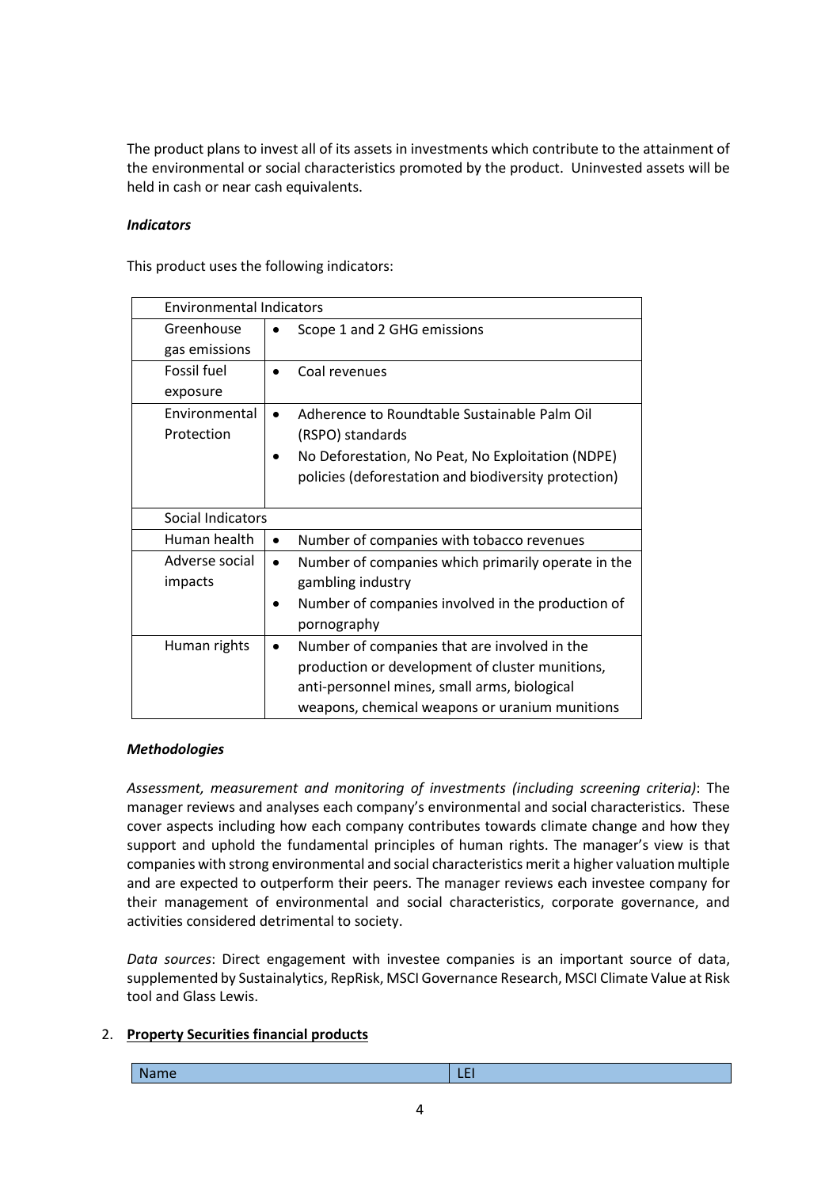The product plans to invest all of its assets in investments which contribute to the attainment of the environmental or social characteristics promoted by the product. Uninvested assets will be held in cash or near cash equivalents.

***Indicators***

This product uses the following indicators:

| Environmental Indicators | |
|---|---|
| Greenhouse gas emissions | • Scope 1 and 2 GHG emissions |
| Fossil fuel exposure | • Coal revenues |
| Environmental Protection | • Adherence to Roundtable Sustainable Palm Oil (RSPO) standards<br>• No Deforestation, No Peat, No Exploitation (NDPE) policies (deforestation and biodiversity protection) |
| **Social Indicators** | |
| Human health | • Number of companies with tobacco revenues |
| Adverse social impacts | • Number of companies which primarily operate in the gambling industry<br>• Number of companies involved in the production of pornography |
| Human rights | • Number of companies that are involved in the production or development of cluster munitions, anti-personnel mines, small arms, biological weapons, chemical weapons or uranium munitions |

***Methodologies***

*Assessment, measurement and monitoring of investments (including screening criteria)*: The manager reviews and analyses each company's environmental and social characteristics. These cover aspects including how each company contributes towards climate change and how they support and uphold the fundamental principles of human rights. The manager's view is that companies with strong environmental and social characteristics merit a higher valuation multiple and are expected to outperform their peers. The manager reviews each investee company for their management of environmental and social characteristics, corporate governance, and activities considered detrimental to society.

*Data sources*: Direct engagement with investee companies is an important source of data, supplemented by Sustainalytics, RepRisk, MSCI Governance Research, MSCI Climate Value at Risk tool and Glass Lewis.

2. **Property Securities financial products**

| Name | LEI |
|---|---|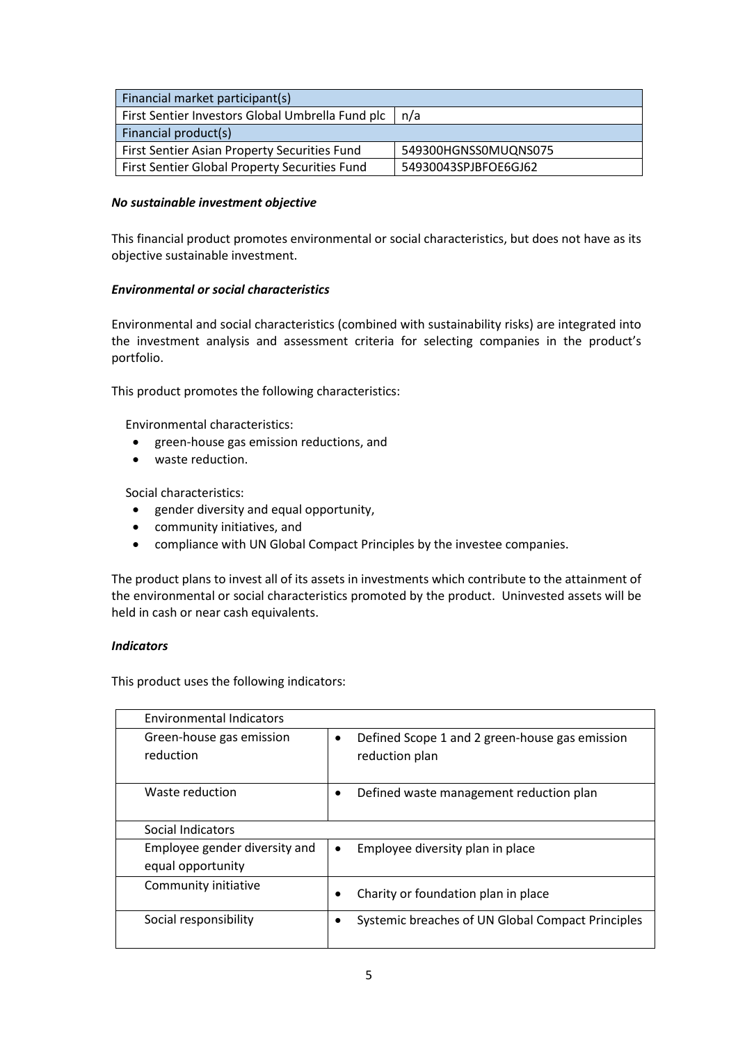| Financial market participant(s) | |
|---|---|
| First Sentier Investors Global Umbrella Fund plc | n/a |
| **Financial product(s)** | |
| First Sentier Asian Property Securities Fund | 549300HGNSS0MUQNS075 |
| First Sentier Global Property Securities Fund | 54930043SPJBFOE6GJ62 |

***No sustainable investment objective***

This financial product promotes environmental or social characteristics, but does not have as its objective sustainable investment.

***Environmental or social characteristics***

Environmental and social characteristics (combined with sustainability risks) are integrated into the investment analysis and assessment criteria for selecting companies in the product's portfolio.

This product promotes the following characteristics:

Environmental characteristics:

- green-house gas emission reductions, and
- waste reduction.

Social characteristics:

- gender diversity and equal opportunity,
- community initiatives, and
- compliance with UN Global Compact Principles by the investee companies.

The product plans to invest all of its assets in investments which contribute to the attainment of the environmental or social characteristics promoted by the product. Uninvested assets will be held in cash or near cash equivalents.

***Indicators***

This product uses the following indicators:

| Environmental Indicators | |
|---|---|
| Green-house gas emission reduction | • Defined Scope 1 and 2 green-house gas emission reduction plan |
| Waste reduction | • Defined waste management reduction plan |
| **Social Indicators** | |
| Employee gender diversity and equal opportunity | • Employee diversity plan in place |
| Community initiative | • Charity or foundation plan in place |
| Social responsibility | • Systemic breaches of UN Global Compact Principles |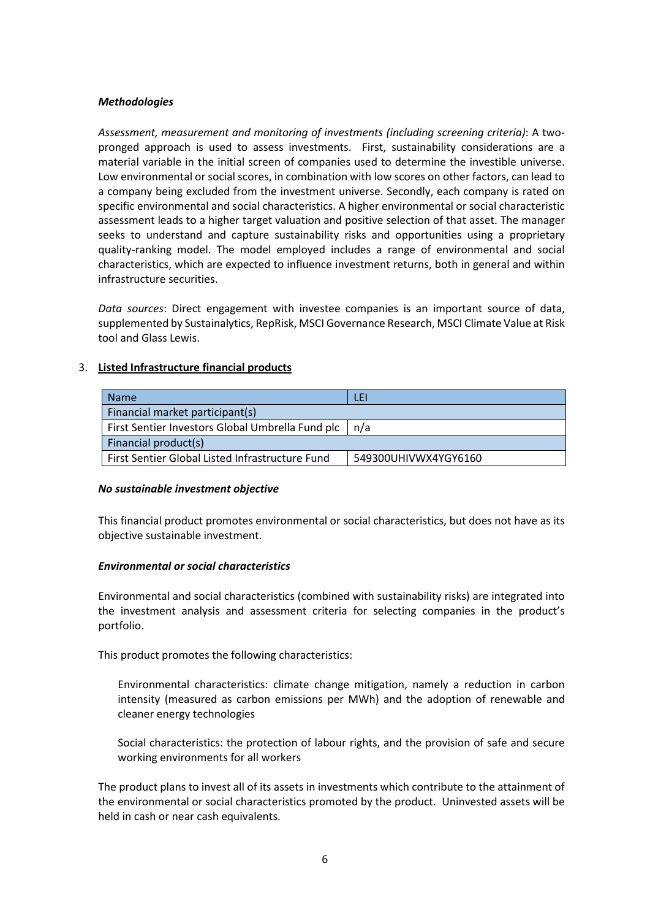***Methodologies***

*Assessment, measurement and monitoring of investments (including screening criteria)*: A two-pronged approach is used to assess investments. First, sustainability considerations are a material variable in the initial screen of companies used to determine the investible universe. Low environmental or social scores, in combination with low scores on other factors, can lead to a company being excluded from the investment universe. Secondly, each company is rated on specific environmental and social characteristics. A higher environmental or social characteristic assessment leads to a higher target valuation and positive selection of that asset. The manager seeks to understand and capture sustainability risks and opportunities using a proprietary quality-ranking model. The model employed includes a range of environmental and social characteristics, which are expected to influence investment returns, both in general and within infrastructure securities.

*Data sources*: Direct engagement with investee companies is an important source of data, supplemented by Sustainalytics, RepRisk, MSCI Governance Research, MSCI Climate Value at Risk tool and Glass Lewis.

3. **Listed Infrastructure financial products**

| Name | LEI |
|---|---|
| Financial market participant(s) | |
| First Sentier Investors Global Umbrella Fund plc | n/a |
| Financial product(s) | |
| First Sentier Global Listed Infrastructure Fund | 549300UHIVWX4YGY6160 |

***No sustainable investment objective***

This financial product promotes environmental or social characteristics, but does not have as its objective sustainable investment.

***Environmental or social characteristics***

Environmental and social characteristics (combined with sustainability risks) are integrated into the investment analysis and assessment criteria for selecting companies in the product's portfolio.

This product promotes the following characteristics:

> Environmental characteristics: climate change mitigation, namely a reduction in carbon intensity (measured as carbon emissions per MWh) and the adoption of renewable and cleaner energy technologies

> Social characteristics: the protection of labour rights, and the provision of safe and secure working environments for all workers

The product plans to invest all of its assets in investments which contribute to the attainment of the environmental or social characteristics promoted by the product. Uninvested assets will be held in cash or near cash equivalents.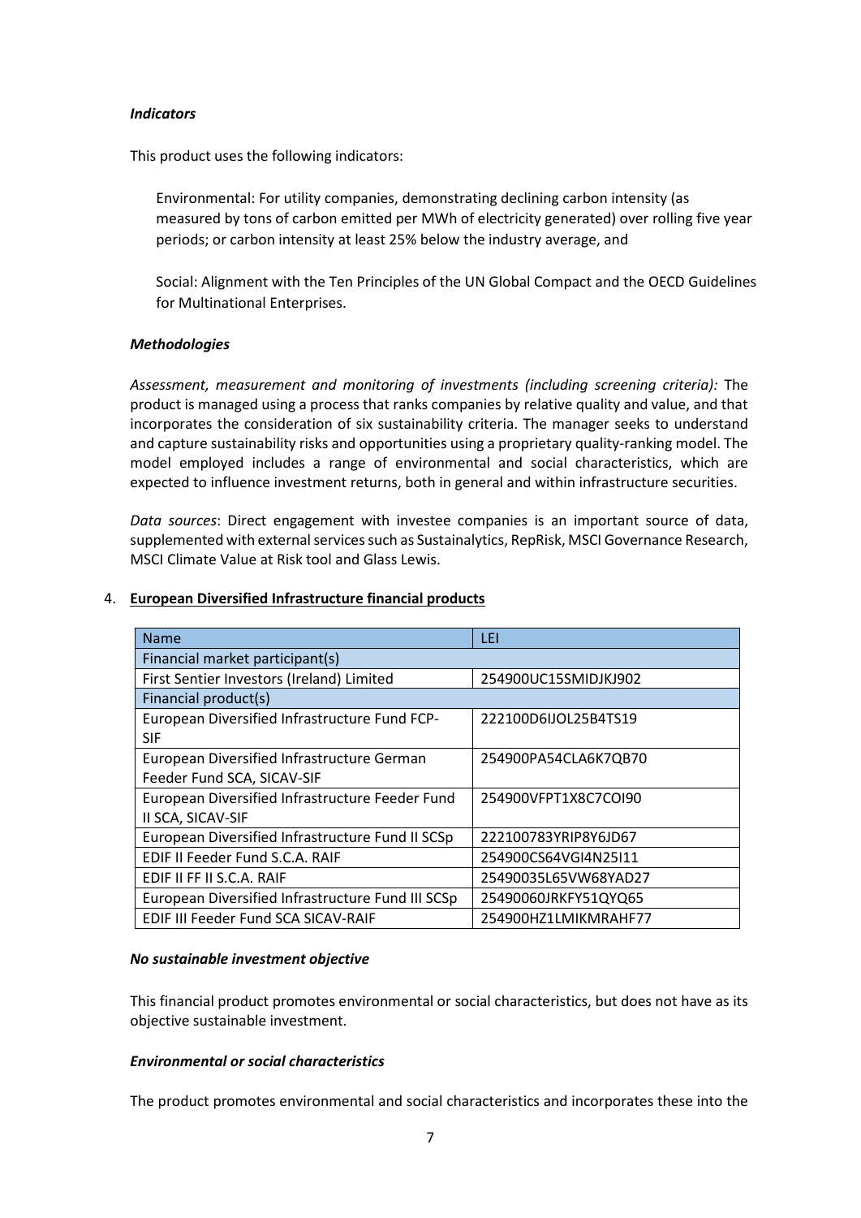***Indicators***

This product uses the following indicators:

Environmental: For utility companies, demonstrating declining carbon intensity (as measured by tons of carbon emitted per MWh of electricity generated) over rolling five year periods; or carbon intensity at least 25% below the industry average, and

Social: Alignment with the Ten Principles of the UN Global Compact and the OECD Guidelines for Multinational Enterprises.

***Methodologies***

*Assessment, measurement and monitoring of investments (including screening criteria):* The product is managed using a process that ranks companies by relative quality and value, and that incorporates the consideration of six sustainability criteria. The manager seeks to understand and capture sustainability risks and opportunities using a proprietary quality-ranking model. The model employed includes a range of environmental and social characteristics, which are expected to influence investment returns, both in general and within infrastructure securities.

*Data sources*: Direct engagement with investee companies is an important source of data, supplemented with external services such as Sustainalytics, RepRisk, MSCI Governance Research, MSCI Climate Value at Risk tool and Glass Lewis.

4. **European Diversified Infrastructure financial products**

| Name | LEI |
|---|---|
| Financial market participant(s) | |
| First Sentier Investors (Ireland) Limited | 254900UC15SMIDJKJ902 |
| Financial product(s) | |
| European Diversified Infrastructure Fund FCP-SIF | 222100D6IJOL25B4TS19 |
| European Diversified Infrastructure German Feeder Fund SCA, SICAV-SIF | 254900PA54CLA6K7QB70 |
| European Diversified Infrastructure Feeder Fund II SCA, SICAV-SIF | 254900VFPT1X8C7COI90 |
| European Diversified Infrastructure Fund II SCSp | 222100783YRIP8Y6JD67 |
| EDIF II Feeder Fund S.C.A. RAIF | 254900CS64VGI4N25I11 |
| EDIF II FF II S.C.A. RAIF | 25490035L65VW68YAD27 |
| European Diversified Infrastructure Fund III SCSp | 25490060JRKFY51QYQ65 |
| EDIF III Feeder Fund SCA SICAV-RAIF | 254900HZ1LMIKMRAHF77 |

***No sustainable investment objective***

This financial product promotes environmental or social characteristics, but does not have as its objective sustainable investment.

***Environmental or social characteristics***

The product promotes environmental and social characteristics and incorporates these into the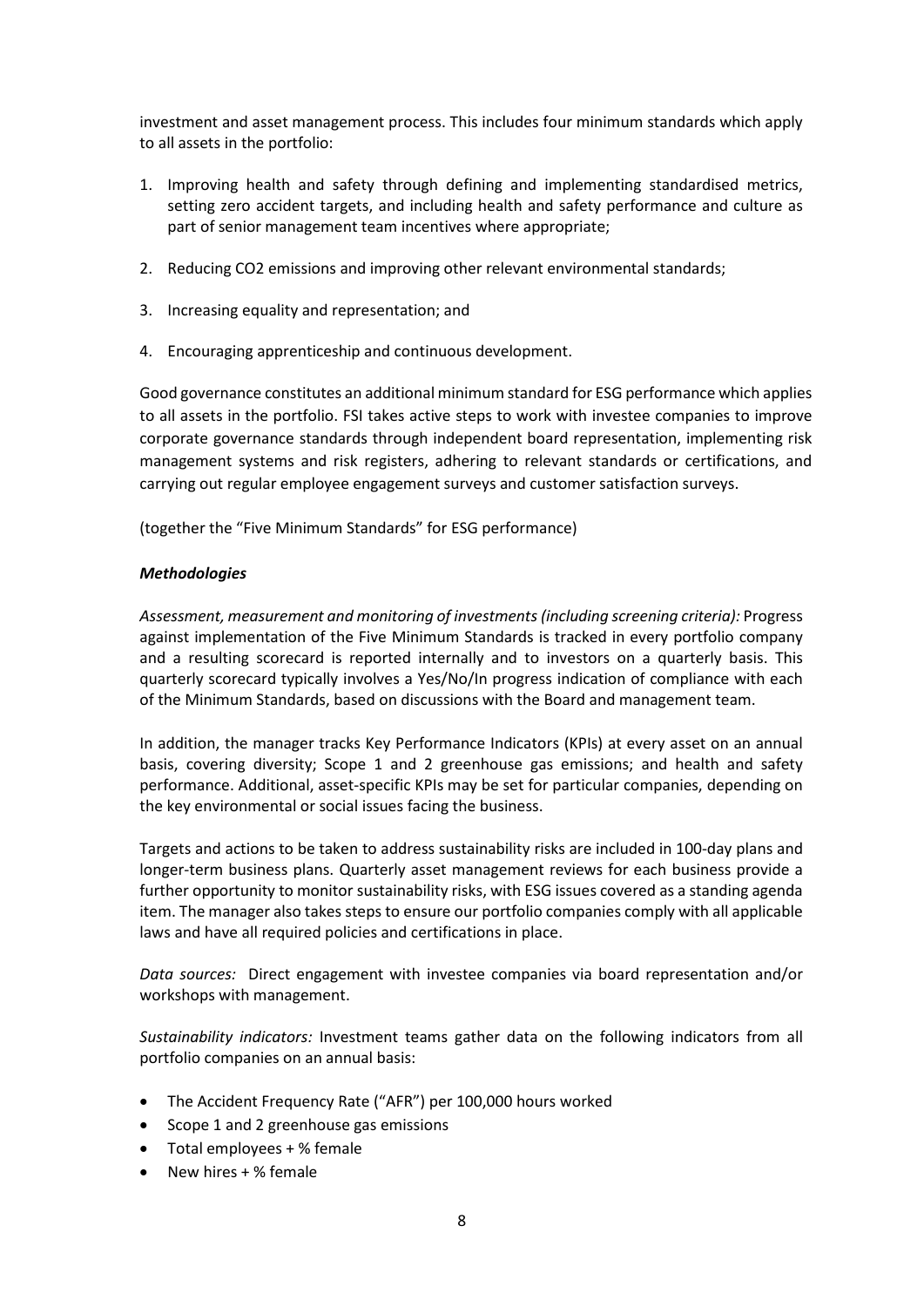investment and asset management process. This includes four minimum standards which apply to all assets in the portfolio:

1. Improving health and safety through defining and implementing standardised metrics, setting zero accident targets, and including health and safety performance and culture as part of senior management team incentives where appropriate;
2. Reducing $CO_2$ emissions and improving other relevant environmental standards;
3. Increasing equality and representation; and
4. Encouraging apprenticeship and continuous development.

Good governance constitutes an additional minimum standard for ESG performance which applies to all assets in the portfolio. FSI takes active steps to work with investee companies to improve corporate governance standards through independent board representation, implementing risk management systems and risk registers, adhering to relevant standards or certifications, and carrying out regular employee engagement surveys and customer satisfaction surveys.

(together the "Five Minimum Standards" for ESG performance)

***Methodologies***

*Assessment, measurement and monitoring of investments (including screening criteria):* Progress against implementation of the Five Minimum Standards is tracked in every portfolio company and a resulting scorecard is reported internally and to investors on a quarterly basis. This quarterly scorecard typically involves a Yes/No/In progress indication of compliance with each of the Minimum Standards, based on discussions with the Board and management team.

In addition, the manager tracks Key Performance Indicators (KPIs) at every asset on an annual basis, covering diversity; Scope 1 and 2 greenhouse gas emissions; and health and safety performance. Additional, asset-specific KPIs may be set for particular companies, depending on the key environmental or social issues facing the business.

Targets and actions to be taken to address sustainability risks are included in 100-day plans and longer-term business plans. Quarterly asset management reviews for each business provide a further opportunity to monitor sustainability risks, with ESG issues covered as a standing agenda item. The manager also takes steps to ensure our portfolio companies comply with all applicable laws and have all required policies and certifications in place.

*Data sources:* Direct engagement with investee companies via board representation and/or workshops with management.

*Sustainability indicators:* Investment teams gather data on the following indicators from all portfolio companies on an annual basis:

- The Accident Frequency Rate ("AFR") per 100,000 hours worked
- Scope 1 and 2 greenhouse gas emissions
- Total employees + % female
- New hires + % female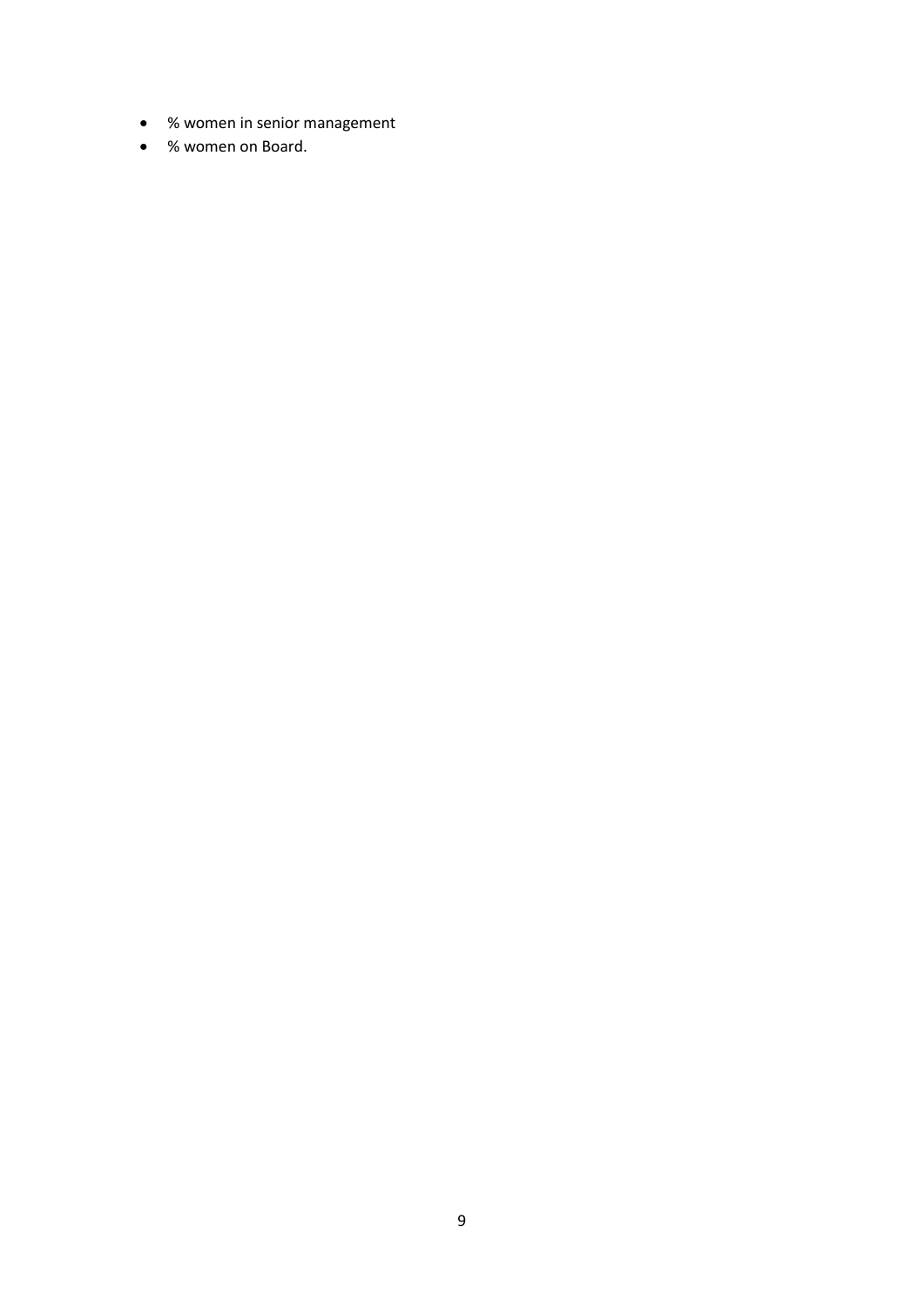- % women in senior management
- % women on Board.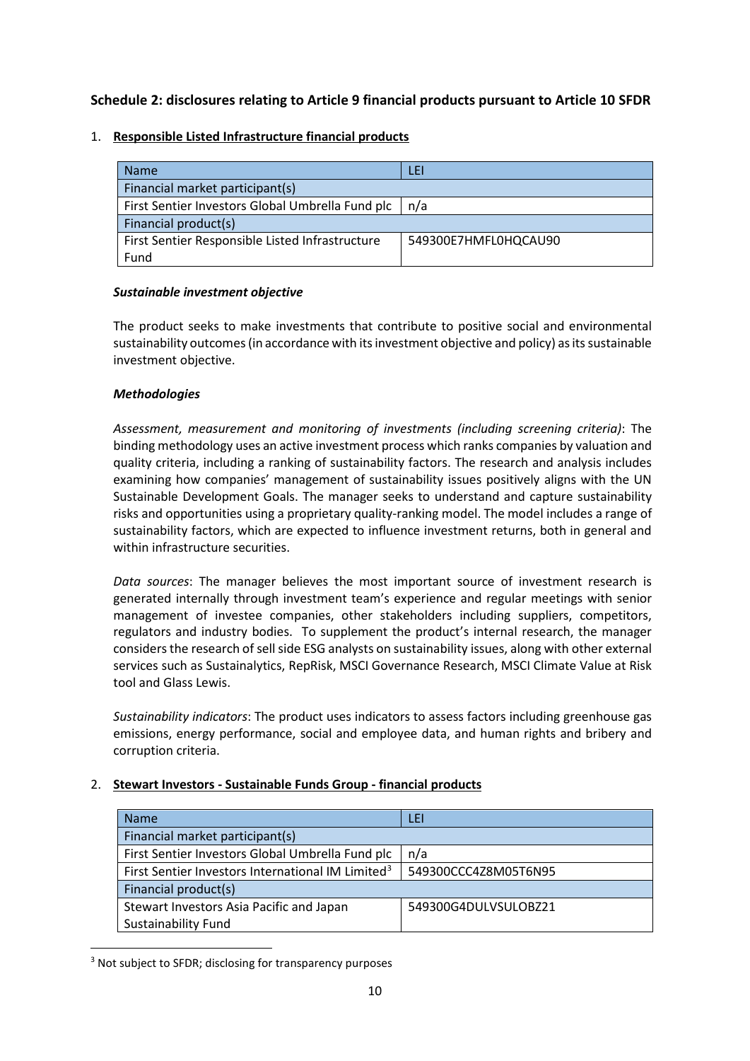## Schedule 2: disclosures relating to Article 9 financial products pursuant to Article 10 SFDR

1. **Responsible Listed Infrastructure financial products**

| Name | LEI |
|---|---|
| Financial market participant(s) | |
| First Sentier Investors Global Umbrella Fund plc | n/a |
| Financial product(s) | |
| First Sentier Responsible Listed Infrastructure Fund | 549300E7HMFL0HQCAU90 |

***Sustainable investment objective***

The product seeks to make investments that contribute to positive social and environmental sustainability outcomes (in accordance with its investment objective and policy) as its sustainable investment objective.

***Methodologies***

*Assessment, measurement and monitoring of investments (including screening criteria)*: The binding methodology uses an active investment process which ranks companies by valuation and quality criteria, including a ranking of sustainability factors. The research and analysis includes examining how companies' management of sustainability issues positively aligns with the UN Sustainable Development Goals. The manager seeks to understand and capture sustainability risks and opportunities using a proprietary quality-ranking model. The model includes a range of sustainability factors, which are expected to influence investment returns, both in general and within infrastructure securities.

*Data sources*: The manager believes the most important source of investment research is generated internally through investment team's experience and regular meetings with senior management of investee companies, other stakeholders including suppliers, competitors, regulators and industry bodies. To supplement the product's internal research, the manager considers the research of sell side ESG analysts on sustainability issues, along with other external services such as Sustainalytics, RepRisk, MSCI Governance Research, MSCI Climate Value at Risk tool and Glass Lewis.

*Sustainability indicators*: The product uses indicators to assess factors including greenhouse gas emissions, energy performance, social and employee data, and human rights and bribery and corruption criteria.

2. **Stewart Investors - Sustainable Funds Group - financial products**

| Name | LEI |
|---|---|
| Financial market participant(s) | |
| First Sentier Investors Global Umbrella Fund plc | n/a |
| First Sentier Investors International IM Limited[3] | 549300CCC4Z8M05T6N95 |
| Financial product(s) | |
| Stewart Investors Asia Pacific and Japan Sustainability Fund | 549300G4DULVSULOBZ21 |

[3] Not subject to SFDR; disclosing for transparency purposes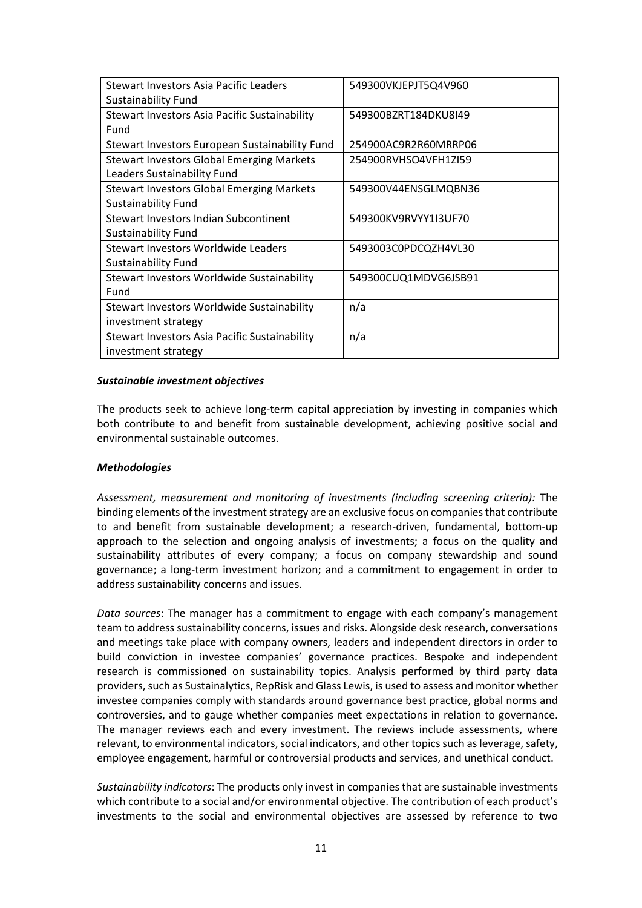| | |
|---|---|
| Stewart Investors Asia Pacific Leaders Sustainability Fund | 549300VKJEPJT5Q4V960 |
| Stewart Investors Asia Pacific Sustainability Fund | 549300BZRT184DKU8I49 |
| Stewart Investors European Sustainability Fund | 254900AC9R2R60MRRP06 |
| Stewart Investors Global Emerging Markets Leaders Sustainability Fund | 254900RVHSO4VFH1ZI59 |
| Stewart Investors Global Emerging Markets Sustainability Fund | 549300V44ENSGLMQBN36 |
| Stewart Investors Indian Subcontinent Sustainability Fund | 549300KV9RVYY1I3UF70 |
| Stewart Investors Worldwide Leaders Sustainability Fund | 5493003C0PDCQZH4VL30 |
| Stewart Investors Worldwide Sustainability Fund | 549300CUQ1MDVG6JSB91 |
| Stewart Investors Worldwide Sustainability investment strategy | n/a |
| Stewart Investors Asia Pacific Sustainability investment strategy | n/a |

***Sustainable investment objectives***

The products seek to achieve long-term capital appreciation by investing in companies which both contribute to and benefit from sustainable development, achieving positive social and environmental sustainable outcomes.

***Methodologies***

*Assessment, measurement and monitoring of investments (including screening criteria):* The binding elements of the investment strategy are an exclusive focus on companies that contribute to and benefit from sustainable development; a research-driven, fundamental, bottom-up approach to the selection and ongoing analysis of investments; a focus on the quality and sustainability attributes of every company; a focus on company stewardship and sound governance; a long-term investment horizon; and a commitment to engagement in order to address sustainability concerns and issues.

*Data sources*: The manager has a commitment to engage with each company's management team to address sustainability concerns, issues and risks. Alongside desk research, conversations and meetings take place with company owners, leaders and independent directors in order to build conviction in investee companies' governance practices. Bespoke and independent research is commissioned on sustainability topics. Analysis performed by third party data providers, such as Sustainalytics, RepRisk and Glass Lewis, is used to assess and monitor whether investee companies comply with standards around governance best practice, global norms and controversies, and to gauge whether companies meet expectations in relation to governance. The manager reviews each and every investment. The reviews include assessments, where relevant, to environmental indicators, social indicators, and other topics such as leverage, safety, employee engagement, harmful or controversial products and services, and unethical conduct.

*Sustainability indicators*: The products only invest in companies that are sustainable investments which contribute to a social and/or environmental objective. The contribution of each product's investments to the social and environmental objectives are assessed by reference to two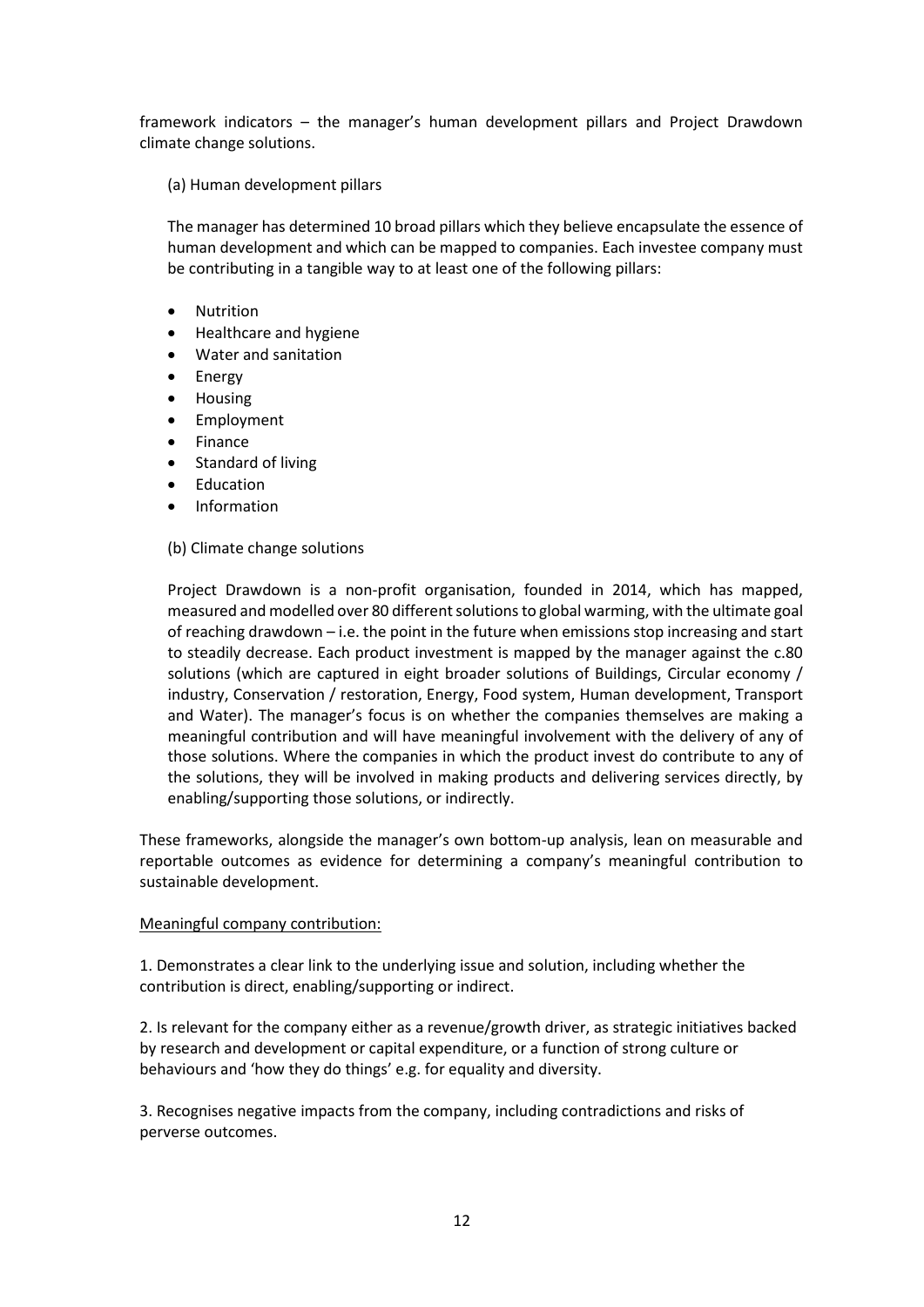framework indicators – the manager's human development pillars and Project Drawdown climate change solutions.

(a) Human development pillars

The manager has determined 10 broad pillars which they believe encapsulate the essence of human development and which can be mapped to companies. Each investee company must be contributing in a tangible way to at least one of the following pillars:

- Nutrition
- Healthcare and hygiene
- Water and sanitation
- Energy
- Housing
- Employment
- Finance
- Standard of living
- Education
- Information

(b) Climate change solutions

Project Drawdown is a non-profit organisation, founded in 2014, which has mapped, measured and modelled over 80 different solutions to global warming, with the ultimate goal of reaching drawdown – i.e. the point in the future when emissions stop increasing and start to steadily decrease. Each product investment is mapped by the manager against the c.80 solutions (which are captured in eight broader solutions of Buildings, Circular economy / industry, Conservation / restoration, Energy, Food system, Human development, Transport and Water). The manager's focus is on whether the companies themselves are making a meaningful contribution and will have meaningful involvement with the delivery of any of those solutions. Where the companies in which the product invest do contribute to any of the solutions, they will be involved in making products and delivering services directly, by enabling/supporting those solutions, or indirectly.

These frameworks, alongside the manager's own bottom-up analysis, lean on measurable and reportable outcomes as evidence for determining a company's meaningful contribution to sustainable development.

Meaningful company contribution:

1. Demonstrates a clear link to the underlying issue and solution, including whether the contribution is direct, enabling/supporting or indirect.

2. Is relevant for the company either as a revenue/growth driver, as strategic initiatives backed by research and development or capital expenditure, or a function of strong culture or behaviours and 'how they do things' e.g. for equality and diversity.

3. Recognises negative impacts from the company, including contradictions and risks of perverse outcomes.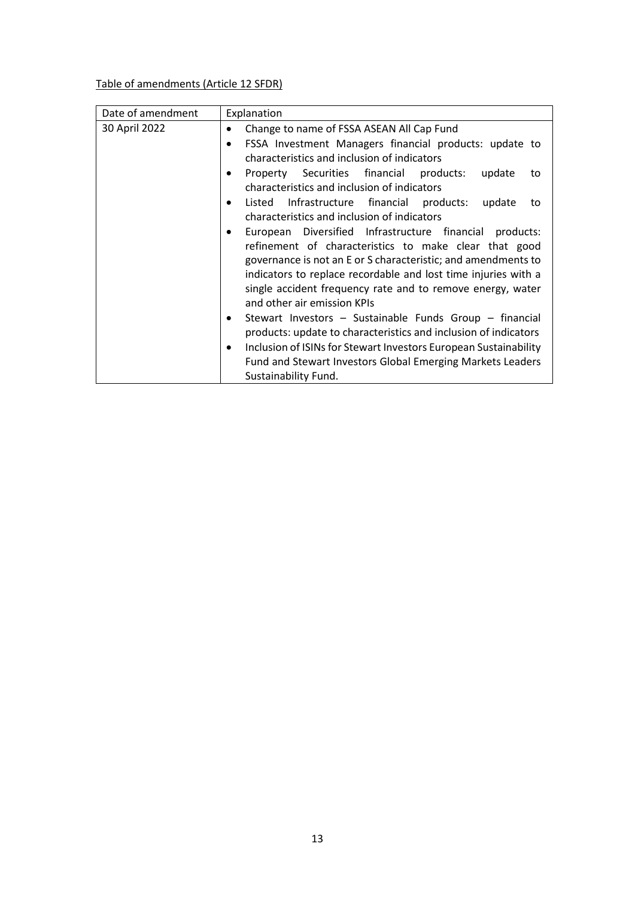Table of amendments (Article 12 SFDR)

| Date of amendment | Explanation |
|---|---|
| 30 April 2022 | • Change to name of FSSA ASEAN All Cap Fund<br>• FSSA Investment Managers financial products: update to characteristics and inclusion of indicators<br>• Property Securities financial products: update to characteristics and inclusion of indicators<br>• Listed Infrastructure financial products: update to characteristics and inclusion of indicators<br>• European Diversified Infrastructure financial products: refinement of characteristics to make clear that good governance is not an E or S characteristic; and amendments to indicators to replace recordable and lost time injuries with a single accident frequency rate and to remove energy, water and other air emission KPIs<br>• Stewart Investors – Sustainable Funds Group – financial products: update to characteristics and inclusion of indicators<br>• Inclusion of ISINs for Stewart Investors European Sustainability Fund and Stewart Investors Global Emerging Markets Leaders Sustainability Fund. |